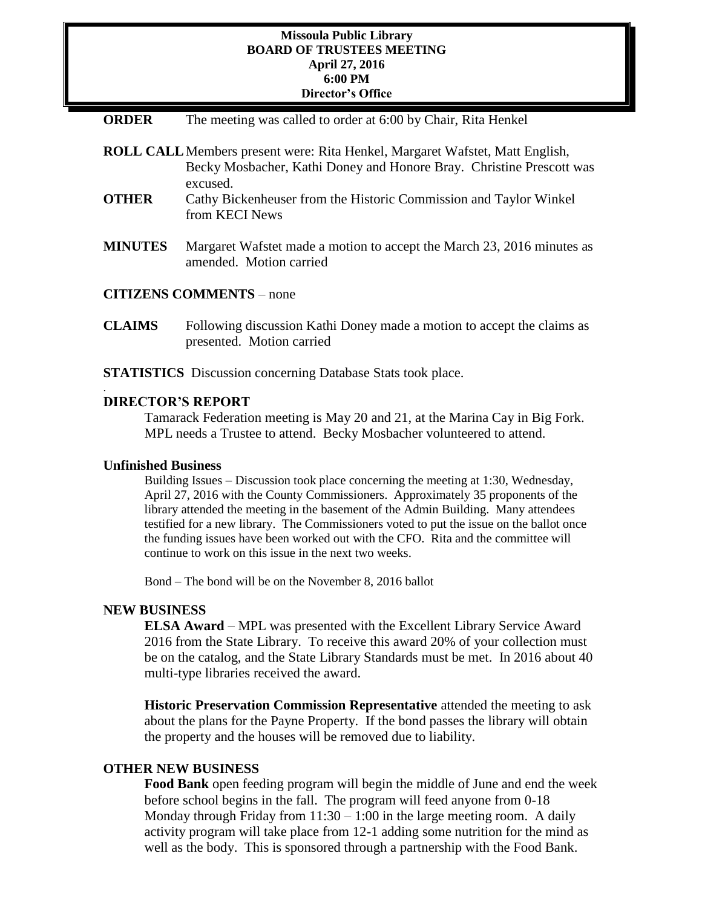**Missoula Public Library**
**BOARD OF TRUSTEES MEETING**
**April 27, 2016**
**6:00 PM**
**Director's Office**

**ORDER** The meeting was called to order at 6:00 by Chair, Rita Henkel

**ROLL CALL** Members present were: Rita Henkel, Margaret Wafstet, Matt English, Becky Mosbacher, Kathi Doney and Honore Bray. Christine Prescott was excused.

**OTHER** Cathy Bickenheuser from the Historic Commission and Taylor Winkel from KECI News

**MINUTES** Margaret Wafstet made a motion to accept the March 23, 2016 minutes as amended. Motion carried

**CITIZENS COMMENTS** – none

**CLAIMS** Following discussion Kathi Doney made a motion to accept the claims as presented. Motion carried

**STATISTICS** Discussion concerning Database Stats took place.

**DIRECTOR'S REPORT**

Tamarack Federation meeting is May 20 and 21, at the Marina Cay in Big Fork. MPL needs a Trustee to attend. Becky Mosbacher volunteered to attend.

**Unfinished Business**

Building Issues – Discussion took place concerning the meeting at 1:30, Wednesday, April 27, 2016 with the County Commissioners. Approximately 35 proponents of the library attended the meeting in the basement of the Admin Building. Many attendees testified for a new library. The Commissioners voted to put the issue on the ballot once the funding issues have been worked out with the CFO. Rita and the committee will continue to work on this issue in the next two weeks.

Bond – The bond will be on the November 8, 2016 ballot

**NEW BUSINESS**

**ELSA Award** – MPL was presented with the Excellent Library Service Award 2016 from the State Library. To receive this award 20% of your collection must be on the catalog, and the State Library Standards must be met. In 2016 about 40 multi-type libraries received the award.

**Historic Preservation Commission Representative** attended the meeting to ask about the plans for the Payne Property. If the bond passes the library will obtain the property and the houses will be removed due to liability.

**OTHER NEW BUSINESS**

**Food Bank** open feeding program will begin the middle of June and end the week before school begins in the fall. The program will feed anyone from 0-18 Monday through Friday from 11:30 – 1:00 in the large meeting room. A daily activity program will take place from 12-1 adding some nutrition for the mind as well as the body. This is sponsored through a partnership with the Food Bank.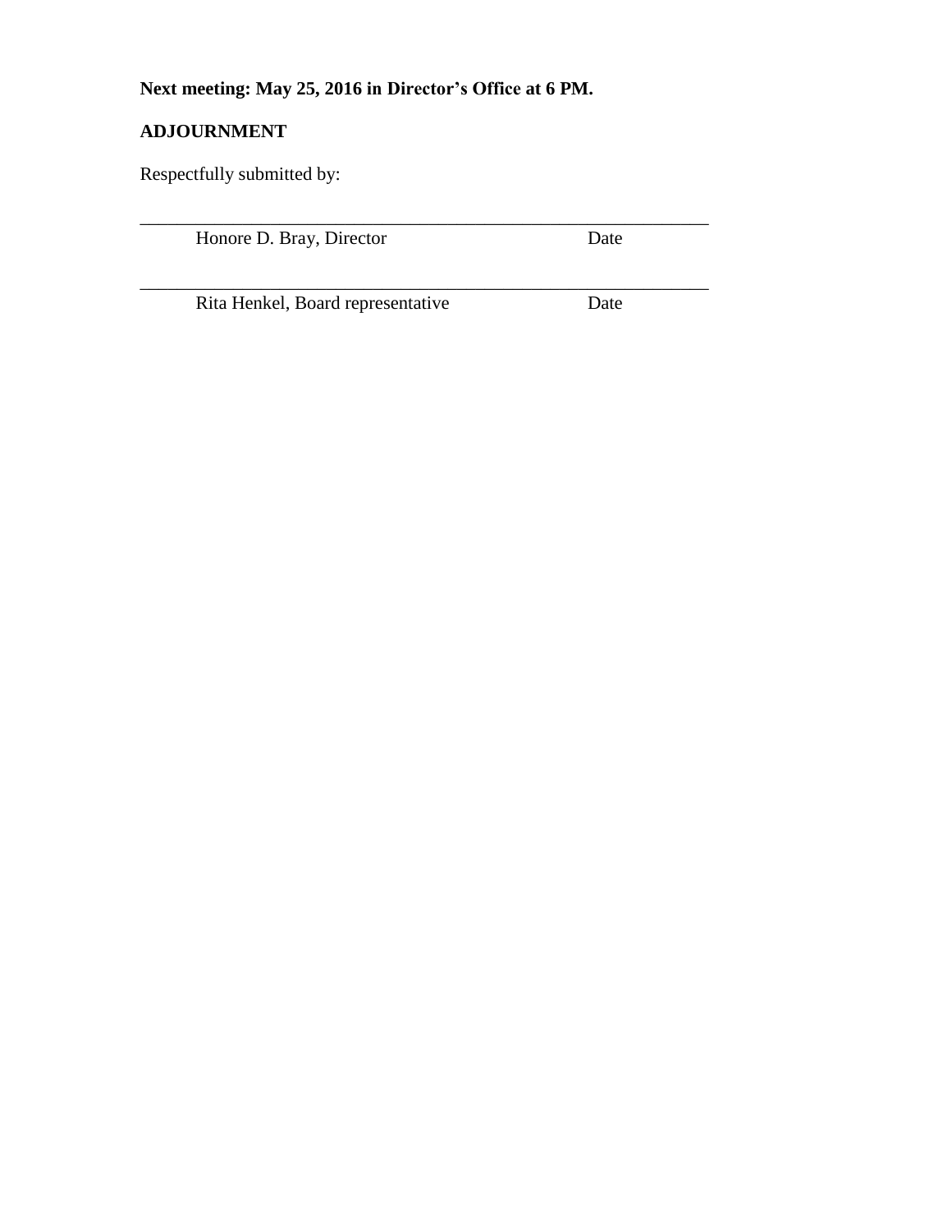**Next meeting: May 25, 2016 in Director's Office at 6 PM.**

**ADJOURNMENT**

Respectfully submitted by:

_______________________________________________________________

Honore D. Bray, Director                                        Date

_______________________________________________________________

Rita Henkel, Board representative                               Date